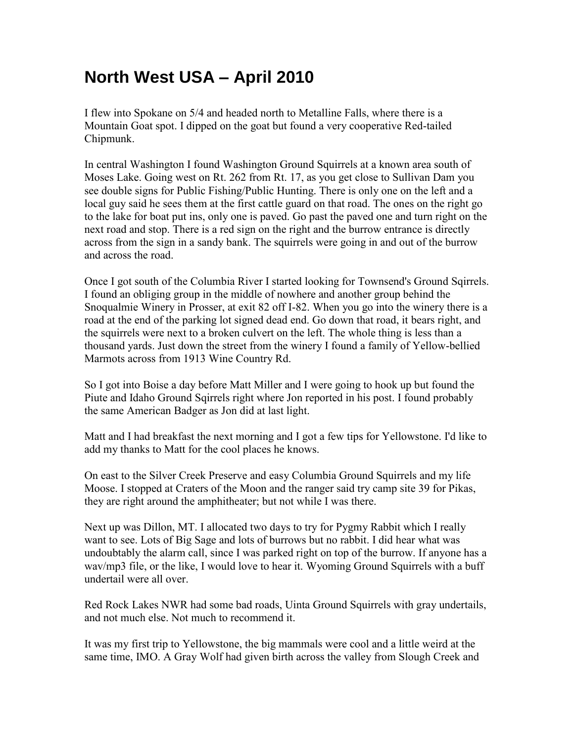# North West USA – April 2010

I flew into Spokane on 5/4 and headed north to Metalline Falls, where there is a Mountain Goat spot. I dipped on the goat but found a very cooperative Red-tailed Chipmunk.

In central Washington I found Washington Ground Squirrels at a known area south of Moses Lake. Going west on Rt. 262 from Rt. 17, as you get close to Sullivan Dam you see double signs for Public Fishing/Public Hunting. There is only one on the left and a local guy said he sees them at the first cattle guard on that road. The ones on the right go to the lake for boat put ins, only one is paved. Go past the paved one and turn right on the next road and stop. There is a red sign on the right and the burrow entrance is directly across from the sign in a sandy bank. The squirrels were going in and out of the burrow and across the road.

Once I got south of the Columbia River I started looking for Townsend's Ground Sqirrels. I found an obliging group in the middle of nowhere and another group behind the Snoqualmie Winery in Prosser, at exit 82 off I-82. When you go into the winery there is a road at the end of the parking lot signed dead end. Go down that road, it bears right, and the squirrels were next to a broken culvert on the left. The whole thing is less than a thousand yards. Just down the street from the winery I found a family of Yellow-bellied Marmots across from 1913 Wine Country Rd.

So I got into Boise a day before Matt Miller and I were going to hook up but found the Piute and Idaho Ground Sqirrels right where Jon reported in his post. I found probably the same American Badger as Jon did at last light.

Matt and I had breakfast the next morning and I got a few tips for Yellowstone. I'd like to add my thanks to Matt for the cool places he knows.

On east to the Silver Creek Preserve and easy Columbia Ground Squirrels and my life Moose. I stopped at Craters of the Moon and the ranger said try camp site 39 for Pikas, they are right around the amphitheater; but not while I was there.

Next up was Dillon, MT. I allocated two days to try for Pygmy Rabbit which I really want to see. Lots of Big Sage and lots of burrows but no rabbit. I did hear what was undoubtably the alarm call, since I was parked right on top of the burrow. If anyone has a wav/mp3 file, or the like, I would love to hear it. Wyoming Ground Squirrels with a buff undertail were all over.

Red Rock Lakes NWR had some bad roads, Uinta Ground Squirrels with gray undertails, and not much else. Not much to recommend it.

It was my first trip to Yellowstone, the big mammals were cool and a little weird at the same time, IMO. A Gray Wolf had given birth across the valley from Slough Creek and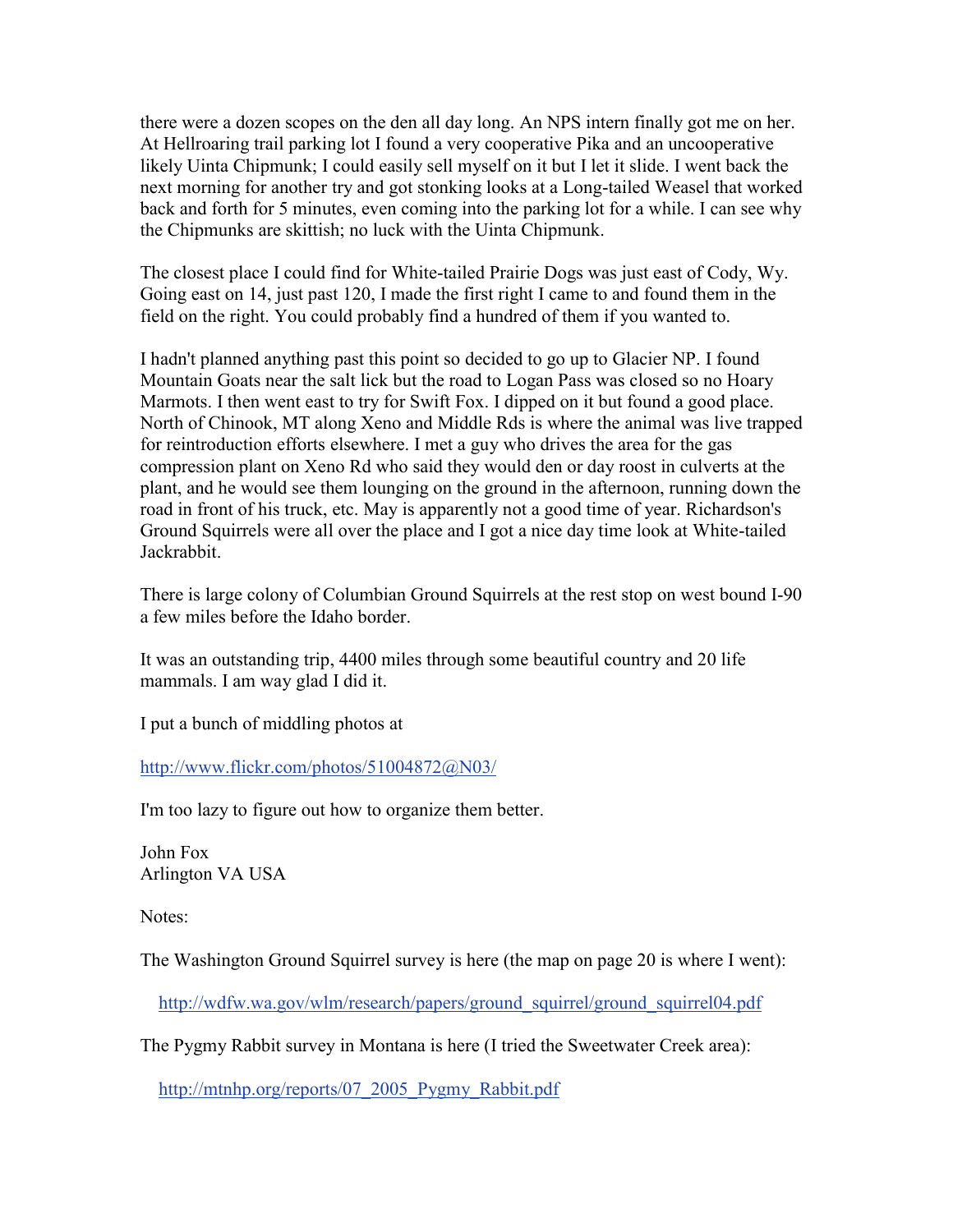there were a dozen scopes on the den all day long. An NPS intern finally got me on her. At Hellroaring trail parking lot I found a very cooperative Pika and an uncooperative likely Uinta Chipmunk; I could easily sell myself on it but I let it slide. I went back the next morning for another try and got stonking looks at a Long-tailed Weasel that worked back and forth for 5 minutes, even coming into the parking lot for a while. I can see why the Chipmunks are skittish; no luck with the Uinta Chipmunk.

The closest place I could find for White-tailed Prairie Dogs was just east of Cody, Wy. Going east on 14, just past 120, I made the first right I came to and found them in the field on the right. You could probably find a hundred of them if you wanted to.

I hadn't planned anything past this point so decided to go up to Glacier NP. I found Mountain Goats near the salt lick but the road to Logan Pass was closed so no Hoary Marmots. I then went east to try for Swift Fox. I dipped on it but found a good place. North of Chinook, MT along Xeno and Middle Rds is where the animal was live trapped for reintroduction efforts elsewhere. I met a guy who drives the area for the gas compression plant on Xeno Rd who said they would den or day roost in culverts at the plant, and he would see them lounging on the ground in the afternoon, running down the road in front of his truck, etc. May is apparently not a good time of year. Richardson's Ground Squirrels were all over the place and I got a nice day time look at White-tailed Jackrabbit.

There is large colony of Columbian Ground Squirrels at the rest stop on west bound I-90 a few miles before the Idaho border.

It was an outstanding trip, 4400 miles through some beautiful country and 20 life mammals. I am way glad I did it.

I put a bunch of middling photos at

http://www.flickr.com/photos/51004872@N03/

I'm too lazy to figure out how to organize them better.

John Fox
Arlington VA USA

Notes:

The Washington Ground Squirrel survey is here (the map on page 20 is where I went):

http://wdfw.wa.gov/wlm/research/papers/ground_squirrel/ground_squirrel04.pdf

The Pygmy Rabbit survey in Montana is here (I tried the Sweetwater Creek area):

http://mtnhp.org/reports/07_2005_Pygmy_Rabbit.pdf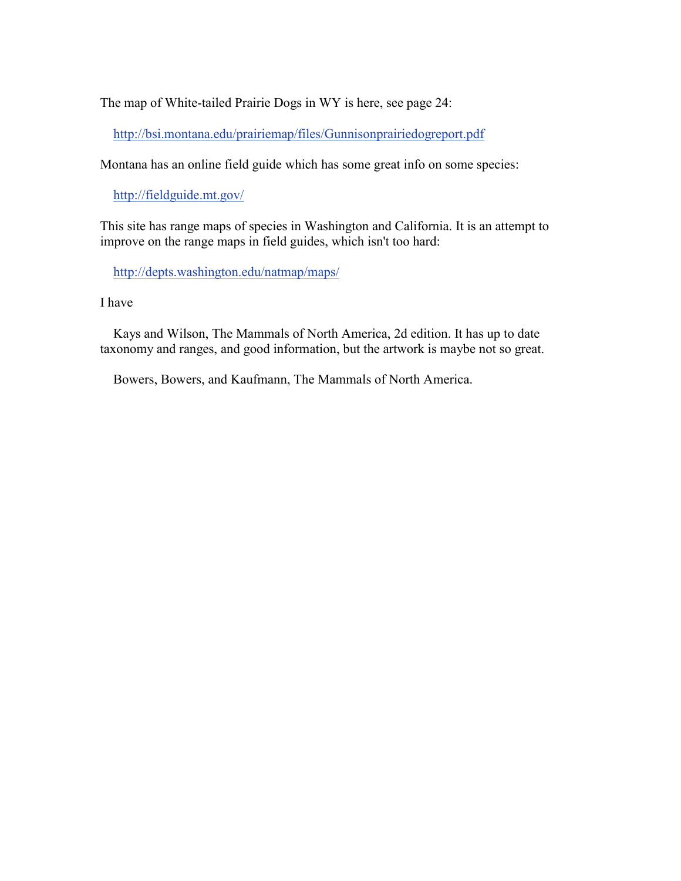The map of White-tailed Prairie Dogs in WY is here, see page 24:

[http://bsi.montana.edu/prairiemap/files/Gunnisonprairiedogreport.pdf](http://bsi.montana.edu/prairiemap/files/Gunnisonprairiedogreport.pdf)

Montana has an online field guide which has some great info on some species:

[http://fieldguide.mt.gov/](http://fieldguide.mt.gov/)

This site has range maps of species in Washington and California. It is an attempt to improve on the range maps in field guides, which isn't too hard:

[http://depts.washington.edu/natmap/maps/](http://depts.washington.edu/natmap/maps/)

I have

Kays and Wilson, The Mammals of North America, 2d edition. It has up to date taxonomy and ranges, and good information, but the artwork is maybe not so great.

Bowers, Bowers, and Kaufmann, The Mammals of North America.